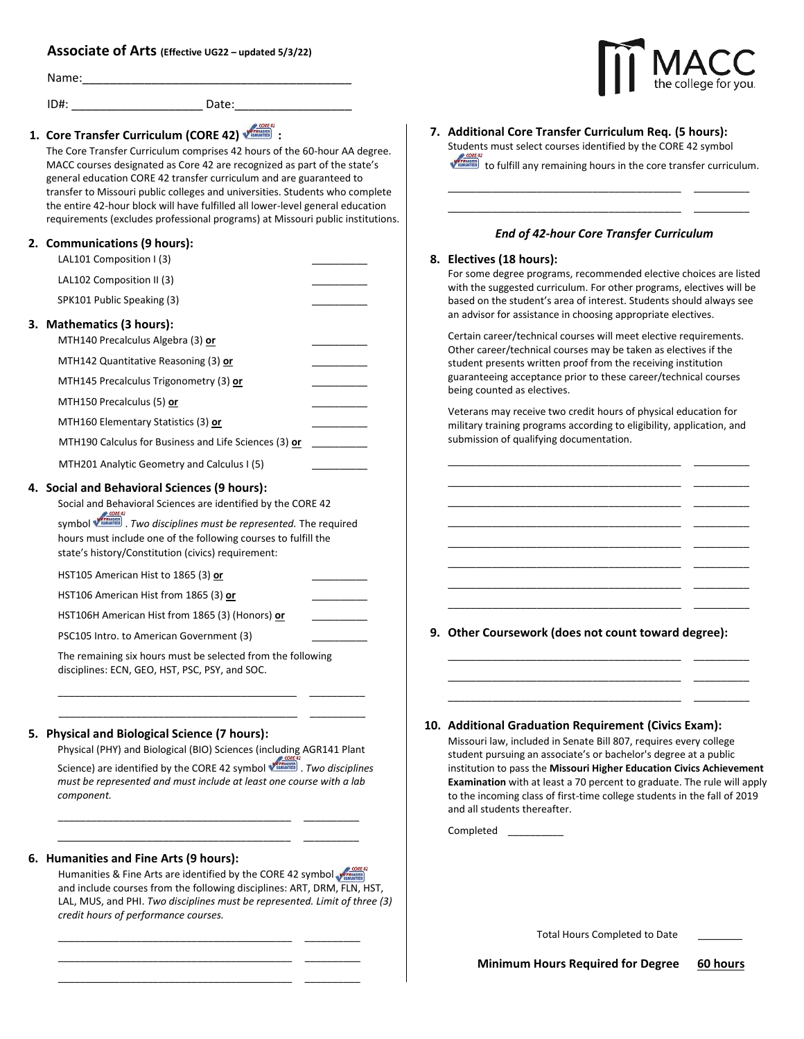# Associate of Arts (Effective UG22 – updated 5/3/22)

Name:___________________________________________

ID#: ____________________ Date:__________________

## 1. Core Transfer Curriculum (CORE 42):

The Core Transfer Curriculum comprises 42 hours of the 60-hour AA degree. MACC courses designated as Core 42 are recognized as part of the state's general education CORE 42 transfer curriculum and are guaranteed to transfer to Missouri public colleges and universities. Students who complete the entire 42-hour block will have fulfilled all lower-level general education requirements (excludes professional programs) at Missouri public institutions.

## 2. Communications (9 hours):

- LAL101 Composition I (3) __________
- LAL102 Composition II (3) __________
- SPK101 Public Speaking (3) __________

## 3. Mathematics (3 hours):

- MTH140 Precalculus Algebra (3) **or** __________
- MTH142 Quantitative Reasoning (3) **or** __________
- MTH145 Precalculus Trigonometry (3) **or** __________
- MTH150 Precalculus (5) **or** __________
- MTH160 Elementary Statistics (3) **or** __________
- MTH190 Calculus for Business and Life Sciences (3) **or** __________
- MTH201 Analytic Geometry and Calculus I (5) __________

## 4. Social and Behavioral Sciences (9 hours):

Social and Behavioral Sciences are identified by the CORE 42 symbol. *Two disciplines must be represented.* The required hours must include one of the following courses to fulfill the state's history/Constitution (civics) requirement:

- HST105 American Hist to 1865 (3) **or** __________
- HST106 American Hist from 1865 (3) **or** __________
- HST106H American Hist from 1865 (3) (Honors) **or** __________
- PSC105 Intro. to American Government (3) __________

The remaining six hours must be selected from the following disciplines: ECN, GEO, HST, PSC, PSY, and SOC.

________________________________________ __________

________________________________________ __________

## 5. Physical and Biological Science (7 hours):

Physical (PHY) and Biological (BIO) Sciences (including AGR141 Plant Science) are identified by the CORE 42 symbol. *Two disciplines must be represented and must include at least one course with a lab component.*

________________________________________ __________

________________________________________ __________

## 6. Humanities and Fine Arts (9 hours):

Humanities & Fine Arts are identified by the CORE 42 symbol and include courses from the following disciplines: ART, DRM, FLN, HST, LAL, MUS, and PHI. *Two disciplines must be represented. Limit of three (3) credit hours of performance courses.*

________________________________________ __________

________________________________________ __________

________________________________________ __________

## 7. Additional Core Transfer Curriculum Req. (5 hours):

Students must select courses identified by the CORE 42 symbol to fulfill any remaining hours in the core transfer curriculum.

________________________________________ __________

________________________________________ __________

*End of 42-hour Core Transfer Curriculum*

## 8. Electives (18 hours):

For some degree programs, recommended elective choices are listed with the suggested curriculum. For other programs, electives will be based on the student's area of interest. Students should always see an advisor for assistance in choosing appropriate electives.

Certain career/technical courses will meet elective requirements. Other career/technical courses may be taken as electives if the student presents written proof from the receiving institution guaranteeing acceptance prior to these career/technical courses being counted as electives.

Veterans may receive two credit hours of physical education for military training programs according to eligibility, application, and submission of qualifying documentation.

________________________________________ __________

________________________________________ __________

________________________________________ __________

________________________________________ __________

________________________________________ __________

________________________________________ __________

________________________________________ __________

________________________________________ __________

## 9. Other Coursework (does not count toward degree):

________________________________________ __________

________________________________________ __________

________________________________________ __________

## 10. Additional Graduation Requirement (Civics Exam):

Missouri law, included in Senate Bill 807, requires every college student pursuing an associate's or bachelor's degree at a public institution to pass the **Missouri Higher Education Civics Achievement Examination** with at least a 70 percent to graduate. The rule will apply to the incoming class of first-time college students in the fall of 2019 and all students thereafter.

Completed __________

Total Hours Completed to Date ________

**Minimum Hours Required for Degree** **<u>60 hours</u>**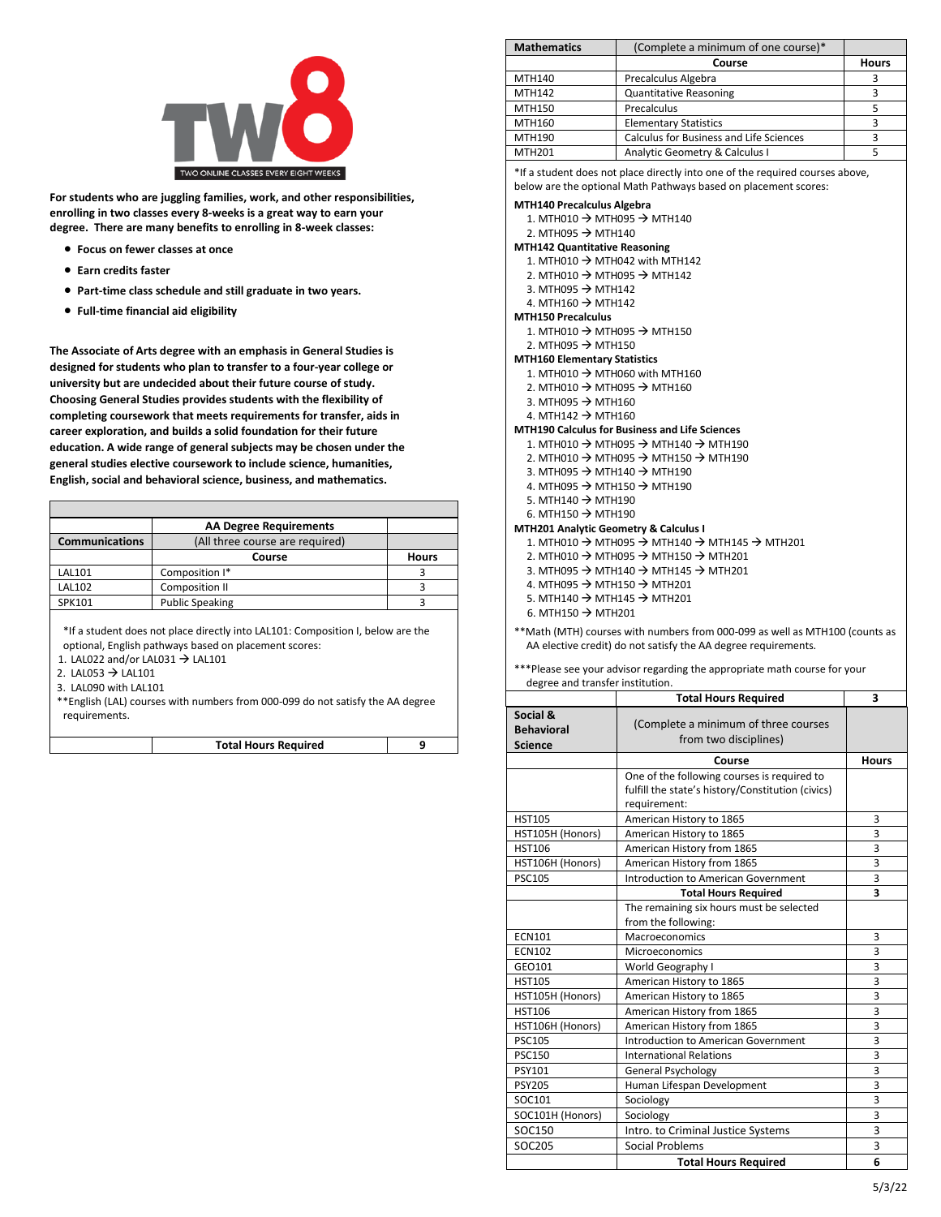**TW8 — TWO ONLINE CLASSES EVERY EIGHT WEEKS**

**For students who are juggling families, work, and other responsibilities, enrolling in two classes every 8-weeks is a great way to earn your degree. There are many benefits to enrolling in 8-week classes:**

- **Focus on fewer classes at once**
- **Earn credits faster**
- **Part-time class schedule and still graduate in two years.**
- **Full-time financial aid eligibility**

**The Associate of Arts degree with an emphasis in General Studies is designed for students who plan to transfer to a four-year college or university but are undecided about their future course of study. Choosing General Studies provides students with the flexibility of completing coursework that meets requirements for transfer, aids in career exploration, and builds a solid foundation for their future education. A wide range of general subjects may be chosen under the general studies elective coursework to include science, humanities, English, social and behavioral science, business, and mathematics.**

| | **AA Degree Requirements** | |
|---|---|---|
| **Communications** | (All three course are required) | |
| | **Course** | **Hours** |
| LAL101 | Composition I* | 3 |
| LAL102 | Composition II | 3 |
| SPK101 | Public Speaking | 3 |

*If a student does not place directly into LAL101: Composition I, below are the optional, English pathways based on placement scores:
1. LAL022 and/or LAL031 → LAL101
2. LAL053 → LAL101
3. LAL090 with LAL101

**English (LAL) courses with numbers from 000-099 do not satisfy the AA degree requirements.

| | **Total Hours Required** | **9** |
|---|---|---|

| **Mathematics** | (Complete a minimum of one course)* | |
|---|---|---|
| | **Course** | **Hours** |
| MTH140 | Precalculus Algebra | 3 |
| MTH142 | Quantitative Reasoning | 3 |
| MTH150 | Precalculus | 5 |
| MTH160 | Elementary Statistics | 3 |
| MTH190 | Calculus for Business and Life Sciences | 3 |
| MTH201 | Analytic Geometry & Calculus I | 5 |

*If a student does not place directly into one of the required courses above, below are the optional Math Pathways based on placement scores:

**MTH140 Precalculus Algebra**
1. MTH010 → MTH095 → MTH140
2. MTH095 → MTH140

**MTH142 Quantitative Reasoning**
1. MTH010 → MTH042 with MTH142
2. MTH010 → MTH095 → MTH142
3. MTH095 → MTH142
4. MTH160 → MTH142

**MTH150 Precalculus**
1. MTH010 → MTH095 → MTH150
2. MTH095 → MTH150

**MTH160 Elementary Statistics**
1. MTH010 → MTH060 with MTH160
2. MTH010 → MTH095 → MTH160
3. MTH095 → MTH160
4. MTH142 → MTH160

**MTH190 Calculus for Business and Life Sciences**
1. MTH010 → MTH095 → MTH140 → MTH190
2. MTH010 → MTH095 → MTH150 → MTH190
3. MTH095 → MTH140 → MTH190
4. MTH095 → MTH150 → MTH190
5. MTH140 → MTH190
6. MTH150 → MTH190

**MTH201 Analytic Geometry & Calculus I**
1. MTH010 → MTH095 → MTH140 → MTH145 → MTH201
2. MTH010 → MTH095 → MTH150 → MTH201
3. MTH095 → MTH140 → MTH145 → MTH201
4. MTH095 → MTH150 → MTH201
5. MTH140 → MTH145 → MTH201
6. MTH150 → MTH201

**Math (MTH) courses with numbers from 000-099 as well as MTH100 (counts as AA elective credit) do not satisfy the AA degree requirements.

***Please see your advisor regarding the appropriate math course for your degree and transfer institution.

| | **Total Hours Required** | **3** |
|---|---|---|

| **Social & Behavioral Science** | (Complete a minimum of three courses from two disciplines) | |
|---|---|---|
| | **Course** | **Hours** |
| | One of the following courses is required to fulfill the state's history/Constitution (civics) requirement: | |
| HST105 | American History to 1865 | 3 |
| HST105H (Honors) | American History to 1865 | 3 |
| HST106 | American History from 1865 | 3 |
| HST106H (Honors) | American History from 1865 | 3 |
| PSC105 | Introduction to American Government | 3 |
| | **Total Hours Required** | **3** |
| | The remaining six hours must be selected from the following: | |
| ECN101 | Macroeconomics | 3 |
| ECN102 | Microeconomics | 3 |
| GEO101 | World Geography I | 3 |
| HST105 | American History to 1865 | 3 |
| HST105H (Honors) | American History to 1865 | 3 |
| HST106 | American History from 1865 | 3 |
| HST106H (Honors) | American History from 1865 | 3 |
| PSC105 | Introduction to American Government | 3 |
| PSC150 | International Relations | 3 |
| PSY101 | General Psychology | 3 |
| PSY205 | Human Lifespan Development | 3 |
| SOC101 | Sociology | 3 |
| SOC101H (Honors) | Sociology | 3 |
| SOC150 | Intro. to Criminal Justice Systems | 3 |
| SOC205 | Social Problems | 3 |
| | **Total Hours Required** | **6** |

5/3/22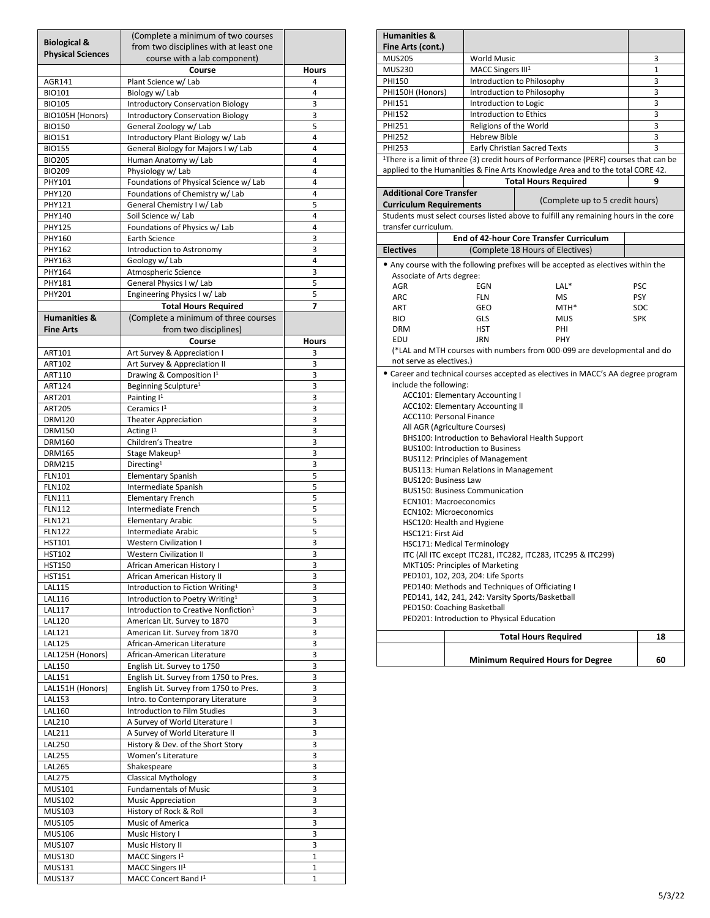| Biological & Physical Sciences | (Complete a minimum of two courses from two disciplines with at least one course with a lab component) | |
|---|---|---|
| | **Course** | **Hours** |
| AGR141 | Plant Science w/ Lab | 4 |
| BIO101 | Biology w/ Lab | 4 |
| BIO105 | Introductory Conservation Biology | 3 |
| BIO105H (Honors) | Introductory Conservation Biology | 3 |
| BIO150 | General Zoology w/ Lab | 5 |
| BIO151 | Introductory Plant Biology w/ Lab | 4 |
| BIO155 | General Biology for Majors I w/ Lab | 4 |
| BIO205 | Human Anatomy w/ Lab | 4 |
| BIO209 | Physiology w/ Lab | 4 |
| PHY101 | Foundations of Physical Science w/ Lab | 4 |
| PHY120 | Foundations of Chemistry w/ Lab | 4 |
| PHY121 | General Chemistry I w/ Lab | 5 |
| PHY140 | Soil Science w/ Lab | 4 |
| PHY125 | Foundations of Physics w/ Lab | 4 |
| PHY160 | Earth Science | 3 |
| PHY162 | Introduction to Astronomy | 3 |
| PHY163 | Geology w/ Lab | 4 |
| PHY164 | Atmospheric Science | 3 |
| PHY181 | General Physics I w/ Lab | 5 |
| PHY201 | Engineering Physics I w/ Lab | 5 |
| | **Total Hours Required** | **7** |

| Humanities & Fine Arts | (Complete a minimum of three courses from two disciplines) | |
|---|---|---|
| | **Course** | **Hours** |
| ART101 | Art Survey & Appreciation I | 3 |
| ART102 | Art Survey & Appreciation II | 3 |
| ART110 | Drawing & Composition I[1] | 3 |
| ART124 | Beginning Sculpture[1] | 3 |
| ART201 | Painting I[1] | 3 |
| ART205 | Ceramics I[1] | 3 |
| DRM120 | Theater Appreciation | 3 |
| DRM150 | Acting I[1] | 3 |
| DRM160 | Children's Theatre | 3 |
| DRM165 | Stage Makeup[1] | 3 |
| DRM215 | Directing[1] | 3 |
| FLN101 | Elementary Spanish | 5 |
| FLN102 | Intermediate Spanish | 5 |
| FLN111 | Elementary French | 5 |
| FLN112 | Intermediate French | 5 |
| FLN121 | Elementary Arabic | 5 |
| FLN122 | Intermediate Arabic | 5 |
| HST101 | Western Civilization I | 3 |
| HST102 | Western Civilization II | 3 |
| HST150 | African American History I | 3 |
| HST151 | African American History II | 3 |
| LAL115 | Introduction to Fiction Writing[1] | 3 |
| LAL116 | Introduction to Poetry Writing[1] | 3 |
| LAL117 | Introduction to Creative Nonfiction[1] | 3 |
| LAL120 | American Lit. Survey to 1870 | 3 |
| LAL121 | American Lit. Survey from 1870 | 3 |
| LAL125 | African-American Literature | 3 |
| LAL125H (Honors) | African-American Literature | 3 |
| LAL150 | English Lit. Survey to 1750 | 3 |
| LAL151 | English Lit. Survey from 1750 to Pres. | 3 |
| LAL151H (Honors) | English Lit. Survey from 1750 to Pres. | 3 |
| LAL153 | Intro. to Contemporary Literature | 3 |
| LAL160 | Introduction to Film Studies | 3 |
| LAL210 | A Survey of World Literature I | 3 |
| LAL211 | A Survey of World Literature II | 3 |
| LAL250 | History & Dev. of the Short Story | 3 |
| LAL255 | Women's Literature | 3 |
| LAL265 | Shakespeare | 3 |
| LAL275 | Classical Mythology | 3 |
| MUS101 | Fundamentals of Music | 3 |
| MUS102 | Music Appreciation | 3 |
| MUS103 | History of Rock & Roll | 3 |
| MUS105 | Music of America | 3 |
| MUS106 | Music History I | 3 |
| MUS107 | Music History II | 3 |
| MUS130 | MACC Singers I[1] | 1 |
| MUS131 | MACC Singers II[1] | 1 |
| MUS137 | MACC Concert Band I[1] | 1 |
| **Humanities & Fine Arts (cont.)** | | |
| MUS205 | World Music | 3 |
| MUS230 | MACC Singers III[1] | 1 |
| PHI150 | Introduction to Philosophy | 3 |
| PHI150H (Honors) | Introduction to Philosophy | 3 |
| PHI151 | Introduction to Logic | 3 |
| PHI152 | Introduction to Ethics | 3 |
| PHI251 | Religions of the World | 3 |
| PHI252 | Hebrew Bible | 3 |
| PHI253 | Early Christian Sacred Texts | 3 |
| [1]There is a limit of three (3) credit hours of Performance (PERF) courses that can be applied to the Humanities & Fine Arts Knowledge Area and to the total CORE 42. | | |
| | **Total Hours Required** | **9** |

| Additional Core Transfer Curriculum Requirements | (Complete up to 5 credit hours) |
|---|---|
| Students must select courses listed above to fulfill any remaining hours in the core transfer curriculum. | |

**End of 42-hour Core Transfer Curriculum**

**Electives** (Complete 18 Hours of Electives)

- Any course with the following prefixes will be accepted as electives within the Associate of Arts degree:

| | | | |
|---|---|---|---|
| AGR | EGN | LAL* | PSC |
| ARC | FLN | MS | PSY |
| ART | GEO | MTH* | SOC |
| BIO | GLS | MUS | SPK |
| DRM | HST | PHI | |
| EDU | JRN | PHY | |

(*LAL and MTH courses with numbers from 000-099 are developmental and do not serve as electives.)

- Career and technical courses accepted as electives in MACC's AA degree program include the following:
  - ACC101: Elementary Accounting I
  - ACC102: Elementary Accounting II
  - ACC110: Personal Finance
  - All AGR (Agriculture Courses)
  - BHS100: Introduction to Behavioral Health Support
  - BUS100: Introduction to Business
  - BUS112: Principles of Management
  - BUS113: Human Relations in Management
  - BUS120: Business Law
  - BUS150: Business Communication
  - ECN101: Macroeconomics
  - ECN102: Microeconomics
  - HSC120: Health and Hygiene
  - HSC121: First Aid
  - HSC171: Medical Terminology
  - ITC (All ITC except ITC281, ITC282, ITC283, ITC295 & ITC299)
  - MKT105: Principles of Marketing
  - PED101, 102, 203, 204: Life Sports
  - PED140: Methods and Techniques of Officiating I
  - PED141, 142, 241, 242: Varsity Sports/Basketball
  - PED150: Coaching Basketball
  - PED201: Introduction to Physical Education

| | | |
|---|---|---|
| | **Total Hours Required** | **18** |
| | **Minimum Required Hours for Degree** | **60** |

5/3/22